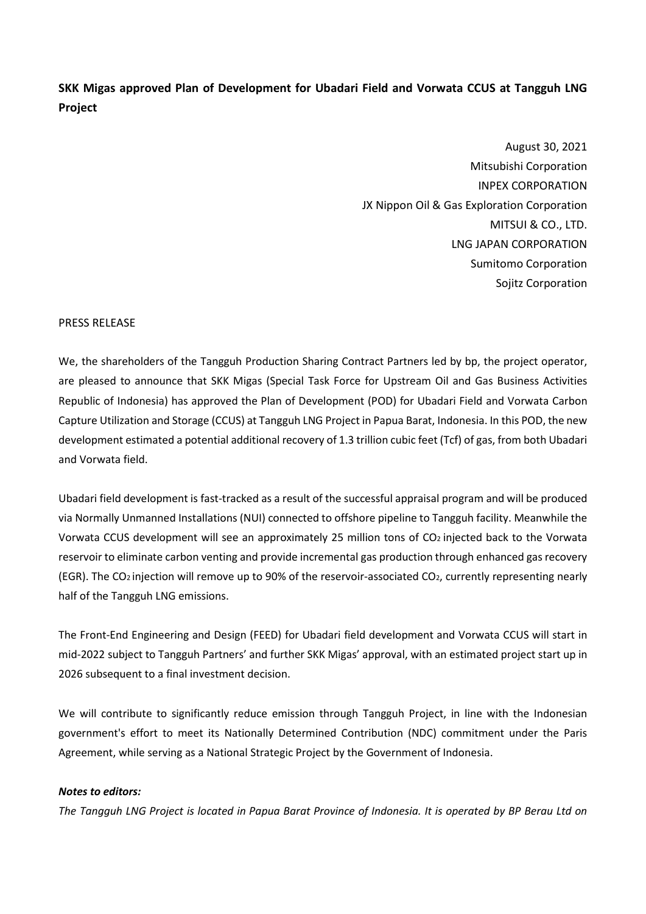# SKK Migas approved Plan of Development for Ubadari Field and Vorwata CCUS at Tangguh LNG Project

August 30, 2021
Mitsubishi Corporation
INPEX CORPORATION
JX Nippon Oil & Gas Exploration Corporation
MITSUI & CO., LTD.
LNG JAPAN CORPORATION
Sumitomo Corporation
Sojitz Corporation

PRESS RELEASE

We, the shareholders of the Tangguh Production Sharing Contract Partners led by bp, the project operator, are pleased to announce that SKK Migas (Special Task Force for Upstream Oil and Gas Business Activities Republic of Indonesia) has approved the Plan of Development (POD) for Ubadari Field and Vorwata Carbon Capture Utilization and Storage (CCUS) at Tangguh LNG Project in Papua Barat, Indonesia. In this POD, the new development estimated a potential additional recovery of 1.3 trillion cubic feet (Tcf) of gas, from both Ubadari and Vorwata field.

Ubadari field development is fast-tracked as a result of the successful appraisal program and will be produced via Normally Unmanned Installations (NUI) connected to offshore pipeline to Tangguh facility. Meanwhile the Vorwata CCUS development will see an approximately 25 million tons of $CO_2$ injected back to the Vorwata reservoir to eliminate carbon venting and provide incremental gas production through enhanced gas recovery (EGR). The $CO_2$ injection will remove up to 90% of the reservoir-associated $CO_2$, currently representing nearly half of the Tangguh LNG emissions.

The Front-End Engineering and Design (FEED) for Ubadari field development and Vorwata CCUS will start in mid-2022 subject to Tangguh Partners' and further SKK Migas' approval, with an estimated project start up in 2026 subsequent to a final investment decision.

We will contribute to significantly reduce emission through Tangguh Project, in line with the Indonesian government's effort to meet its Nationally Determined Contribution (NDC) commitment under the Paris Agreement, while serving as a National Strategic Project by the Government of Indonesia.

***Notes to editors:***

*The Tangguh LNG Project is located in Papua Barat Province of Indonesia. It is operated by BP Berau Ltd on*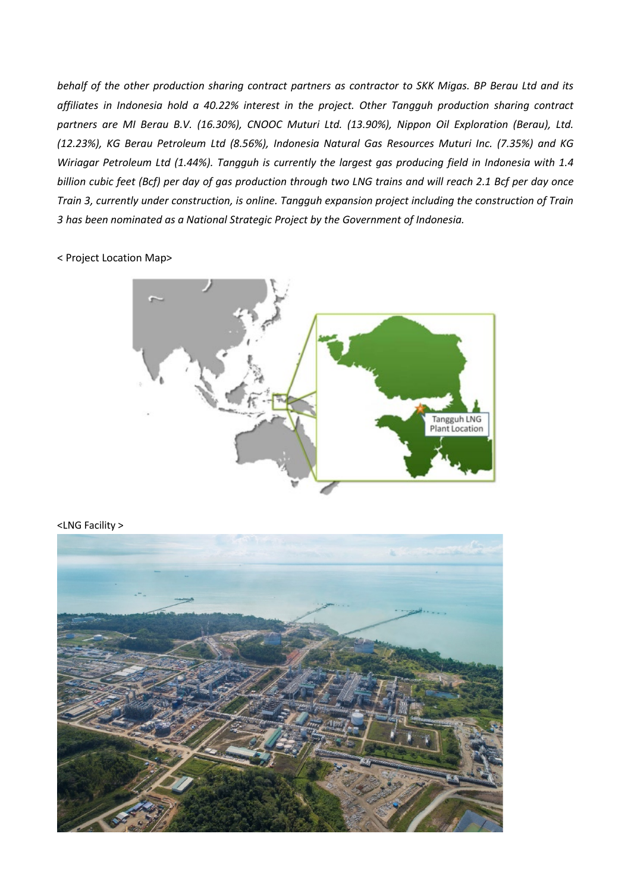*behalf of the other production sharing contract partners as contractor to SKK Migas. BP Berau Ltd and its affiliates in Indonesia hold a 40.22% interest in the project. Other Tangguh production sharing contract partners are MI Berau B.V. (16.30%), CNOOC Muturi Ltd. (13.90%), Nippon Oil Exploration (Berau), Ltd. (12.23%), KG Berau Petroleum Ltd (8.56%), Indonesia Natural Gas Resources Muturi Inc. (7.35%) and KG Wiriagar Petroleum Ltd (1.44%). Tangguh is currently the largest gas producing field in Indonesia with 1.4 billion cubic feet (Bcf) per day of gas production through two LNG trains and will reach 2.1 Bcf per day once Train 3, currently under construction, is online. Tangguh expansion project including the construction of Train 3 has been nominated as a National Strategic Project by the Government of Indonesia.*

< Project Location Map>

Tangguh LNG Plant Location

<LNG Facility >